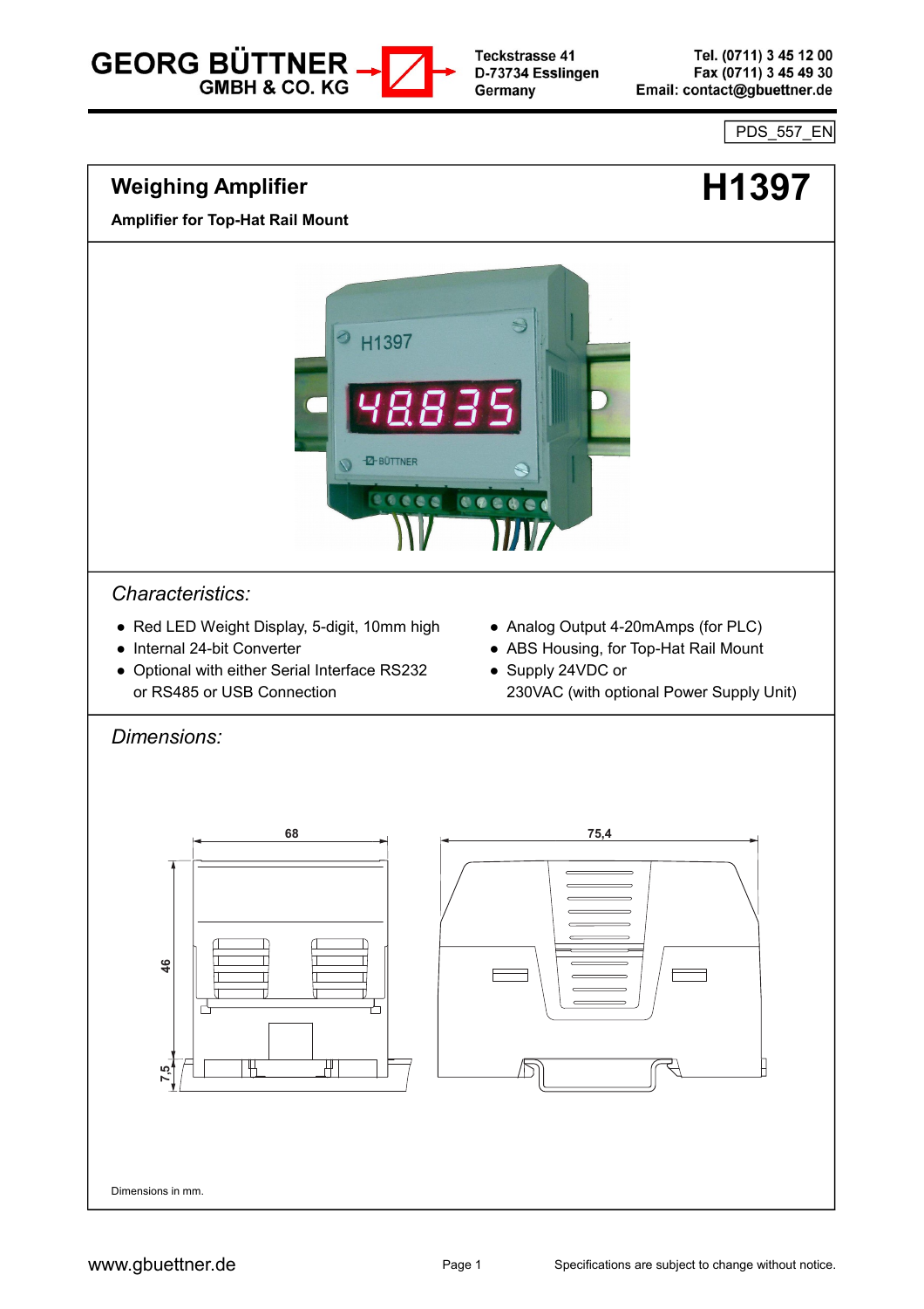GEORG BÜTTNER
GMBH & CO. KG

Teckstrasse 41
D-73734 Esslingen
Germany

Tel. (0711) 3 45 12 00
Fax (0711) 3 45 49 30
Email: contact@gbuettner.de

PDS_557_EN

# Weighing Amplifier

# H1397

**Amplifier for Top-Hat Rail Mount**

## *Characteristics:*

- Red LED Weight Display, 5-digit, 10mm high
- Internal 24-bit Converter
- Optional with either Serial Interface RS232 or RS485 or USB Connection
- Analog Output 4-20mAmps (for PLC)
- ABS Housing, for Top-Hat Rail Mount
- Supply 24VDC or 230VAC (with optional Power Supply Unit)

## *Dimensions:*

68

75,4

46

7,5

Dimensions in mm.

www.gbuettner.de

Specifications are subject to change without notice.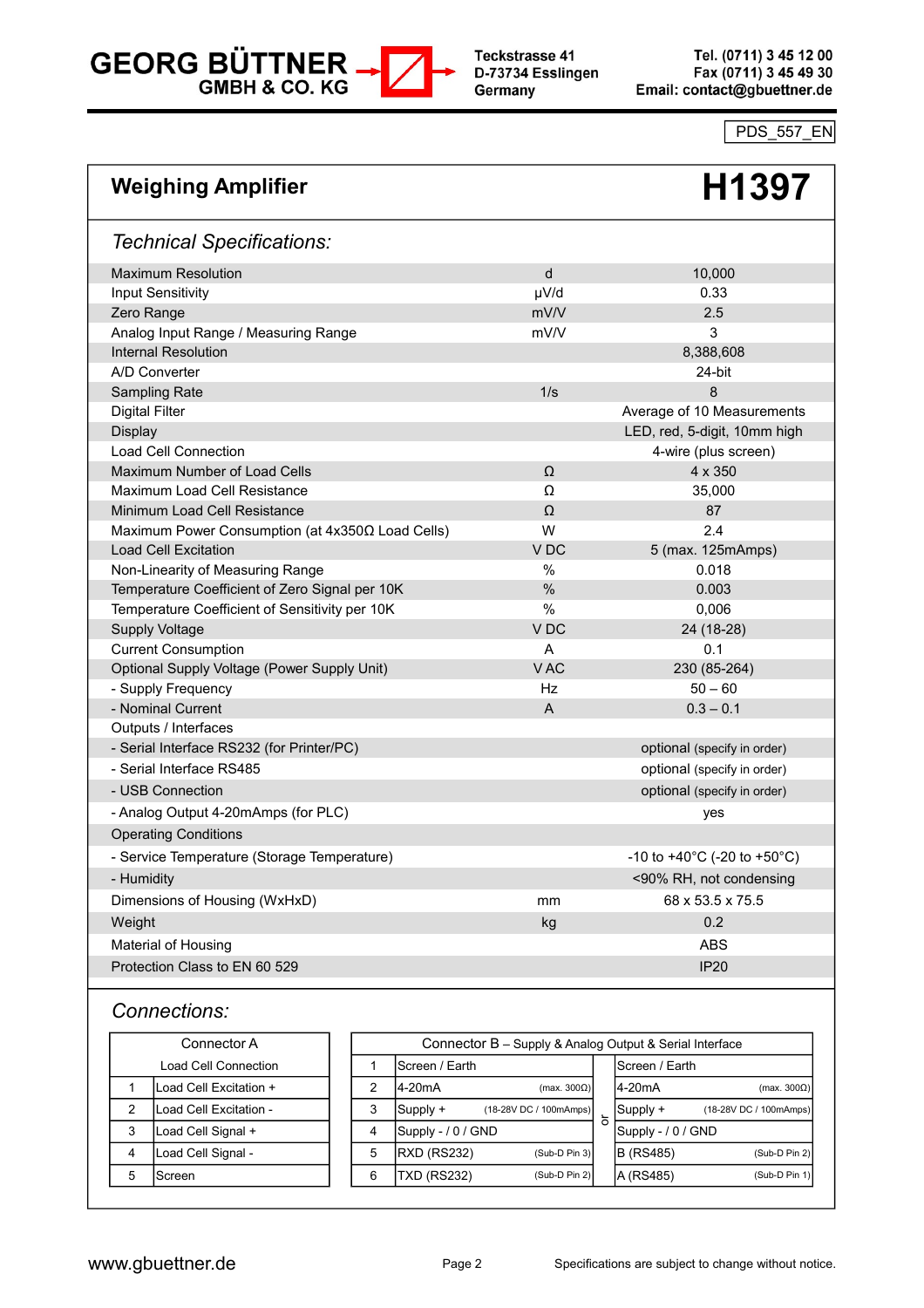# Weighing Amplifier — H1397

PDS_557_EN

## *Technical Specifications:*

| | | |
|---|---|---|
| Maximum Resolution | d | 10,000 |
| Input Sensitivity | µV/d | 0.33 |
| Zero Range | mV/V | 2.5 |
| Analog Input Range / Measuring Range | mV/V | 3 |
| Internal Resolution | | 8,388,608 |
| A/D Converter | | 24-bit |
| Sampling Rate | 1/s | 8 |
| Digital Filter | | Average of 10 Measurements |
| Display | | LED, red, 5-digit, 10mm high |
| Load Cell Connection | | 4-wire (plus screen) |
| Maximum Number of Load Cells | Ω | 4 x 350 |
| Maximum Load Cell Resistance | Ω | 35,000 |
| Minimum Load Cell Resistance | Ω | 87 |
| Maximum Power Consumption (at 4x350Ω Load Cells) | W | 2.4 |
| Load Cell Excitation | V DC | 5 (max. 125mAmps) |
| Non-Linearity of Measuring Range | % | 0.018 |
| Temperature Coefficient of Zero Signal per 10K | % | 0.003 |
| Temperature Coefficient of Sensitivity per 10K | % | 0,006 |
| Supply Voltage | V DC | 24 (18-28) |
| Current Consumption | A | 0.1 |
| Optional Supply Voltage (Power Supply Unit) | V AC | 230 (85-264) |
| - Supply Frequency | Hz | 50 – 60 |
| - Nominal Current | A | 0.3 – 0.1 |
| Outputs / Interfaces | | |
| - Serial Interface RS232 (for Printer/PC) | | optional (specify in order) |
| - Serial Interface RS485 | | optional (specify in order) |
| - USB Connection | | optional (specify in order) |
| - Analog Output 4-20mAmps (for PLC) | | yes |
| Operating Conditions | | |
| - Service Temperature (Storage Temperature) | | -10 to +40°C (-20 to +50°C) |
| - Humidity | | <90% RH, not condensing |
| Dimensions of Housing (WxHxD) | mm | 68 x 53.5 x 75.5 |
| Weight | kg | 0.2 |
| Material of Housing | | ABS |
| Protection Class to EN 60 529 | | IP20 |

## *Connections:*

| Connector A | |
|---|---|
| Load Cell Connection | |
| 1 | Load Cell Excitation + |
| 2 | Load Cell Excitation - |
| 3 | Load Cell Signal + |
| 4 | Load Cell Signal - |
| 5 | Screen |

| Connector B – Supply & Analog Output & Serial Interface | | | |
|---|---|---|---|
| 1 | Screen / Earth | or | Screen / Earth |
| 2 | 4-20mA (max. 300Ω) | | 4-20mA (max. 300Ω) |
| 3 | Supply + (18-28V DC / 100mAmps) | | Supply + (18-28V DC / 100mAmps) |
| 4 | Supply - / 0 / GND | | Supply - / 0 / GND |
| 5 | RXD (RS232) (Sub-D Pin 3) | | B (RS485) (Sub-D Pin 2) |
| 6 | TXD (RS232) (Sub-D Pin 2) | | A (RS485) (Sub-D Pin 1) |

Specifications are subject to change without notice.